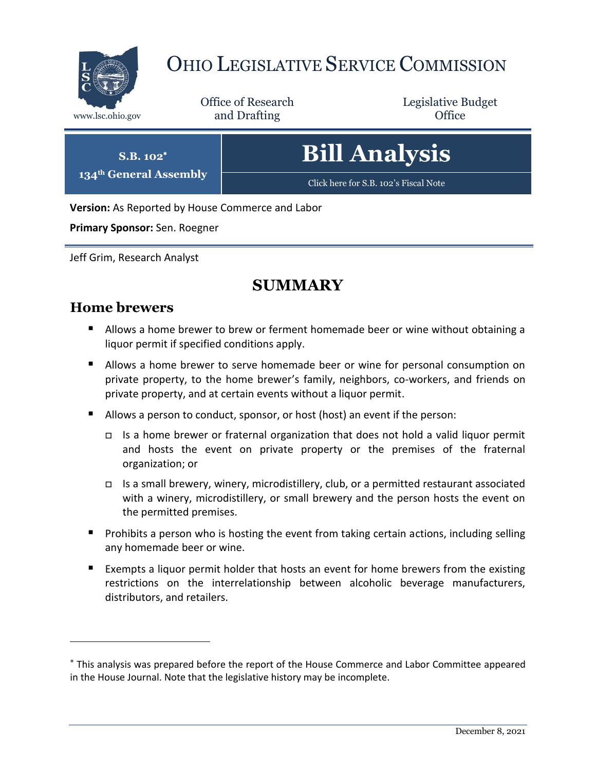# Ohio Legislative Service Commission

www.lsc.ohio.gov

Office of Research and Drafting

Legislative Budget Office

**S.B. 102***
**134th General Assembly**

# Bill Analysis

Click here for S.B. 102's Fiscal Note

**Version:** As Reported by House Commerce and Labor

**Primary Sponsor:** Sen. Roegner

Jeff Grim, Research Analyst

## SUMMARY

### Home brewers

- Allows a home brewer to brew or ferment homemade beer or wine without obtaining a liquor permit if specified conditions apply.
- Allows a home brewer to serve homemade beer or wine for personal consumption on private property, to the home brewer's family, neighbors, co-workers, and friends on private property, and at certain events without a liquor permit.
- Allows a person to conduct, sponsor, or host (host) an event if the person:
  - Is a home brewer or fraternal organization that does not hold a valid liquor permit and hosts the event on private property or the premises of the fraternal organization; or
  - Is a small brewery, winery, microdistillery, club, or a permitted restaurant associated with a winery, microdistillery, or small brewery and the person hosts the event on the permitted premises.
- Prohibits a person who is hosting the event from taking certain actions, including selling any homemade beer or wine.
- Exempts a liquor permit holder that hosts an event for home brewers from the existing restrictions on the interrelationship between alcoholic beverage manufacturers, distributors, and retailers.

---

* This analysis was prepared before the report of the House Commerce and Labor Committee appeared in the House Journal. Note that the legislative history may be incomplete.

December 8, 2021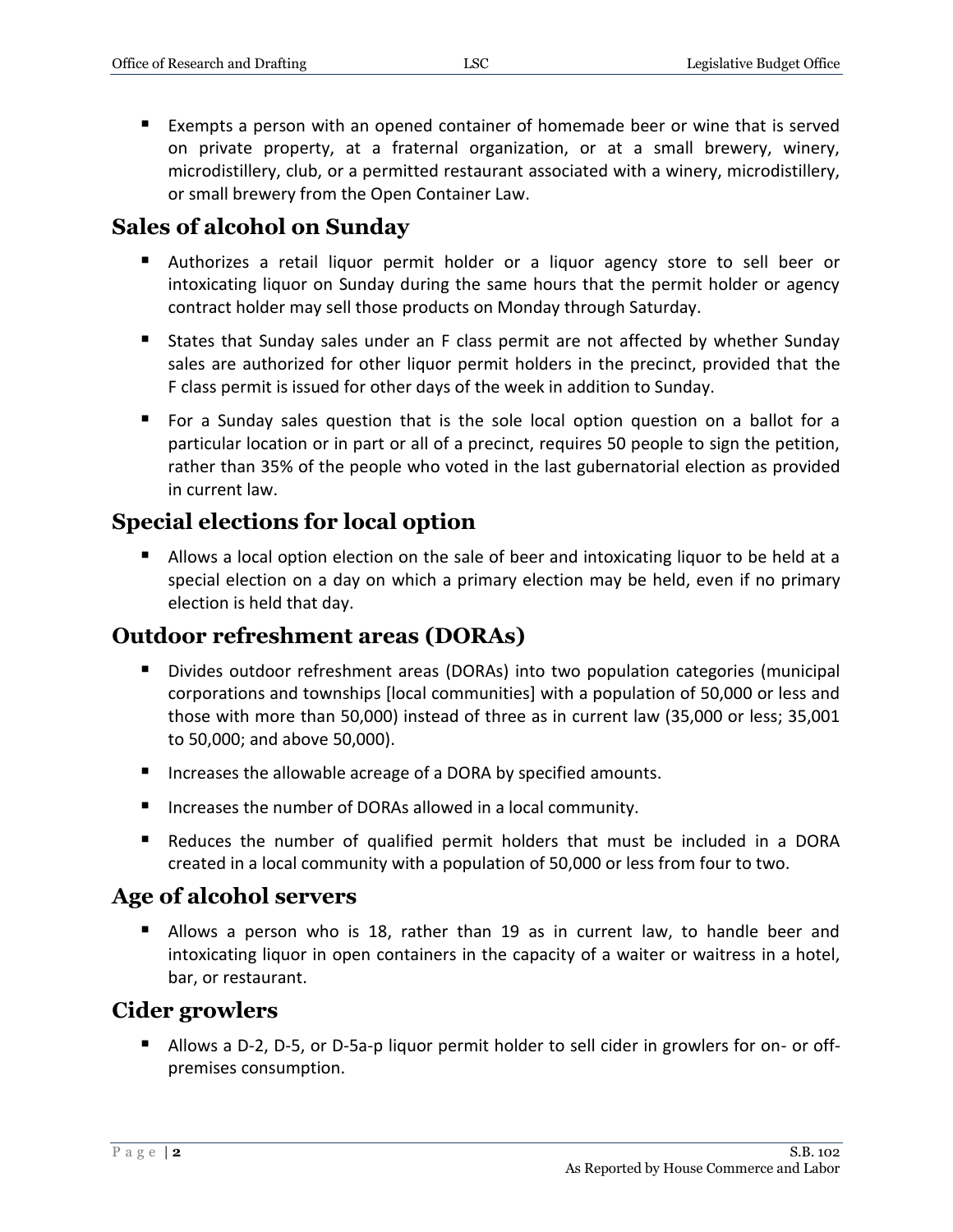- Exempts a person with an opened container of homemade beer or wine that is served on private property, at a fraternal organization, or at a small brewery, winery, microdistillery, club, or a permitted restaurant associated with a winery, microdistillery, or small brewery from the Open Container Law.

## Sales of alcohol on Sunday

- Authorizes a retail liquor permit holder or a liquor agency store to sell beer or intoxicating liquor on Sunday during the same hours that the permit holder or agency contract holder may sell those products on Monday through Saturday.
- States that Sunday sales under an F class permit are not affected by whether Sunday sales are authorized for other liquor permit holders in the precinct, provided that the F class permit is issued for other days of the week in addition to Sunday.
- For a Sunday sales question that is the sole local option question on a ballot for a particular location or in part or all of a precinct, requires 50 people to sign the petition, rather than 35% of the people who voted in the last gubernatorial election as provided in current law.

## Special elections for local option

- Allows a local option election on the sale of beer and intoxicating liquor to be held at a special election on a day on which a primary election may be held, even if no primary election is held that day.

## Outdoor refreshment areas (DORAs)

- Divides outdoor refreshment areas (DORAs) into two population categories (municipal corporations and townships [local communities] with a population of 50,000 or less and those with more than 50,000) instead of three as in current law (35,000 or less; 35,001 to 50,000; and above 50,000).
- Increases the allowable acreage of a DORA by specified amounts.
- Increases the number of DORAs allowed in a local community.
- Reduces the number of qualified permit holders that must be included in a DORA created in a local community with a population of 50,000 or less from four to two.

## Age of alcohol servers

- Allows a person who is 18, rather than 19 as in current law, to handle beer and intoxicating liquor in open containers in the capacity of a waiter or waitress in a hotel, bar, or restaurant.

## Cider growlers

- Allows a D-2, D-5, or D-5a-p liquor permit holder to sell cider in growlers for on- or off-premises consumption.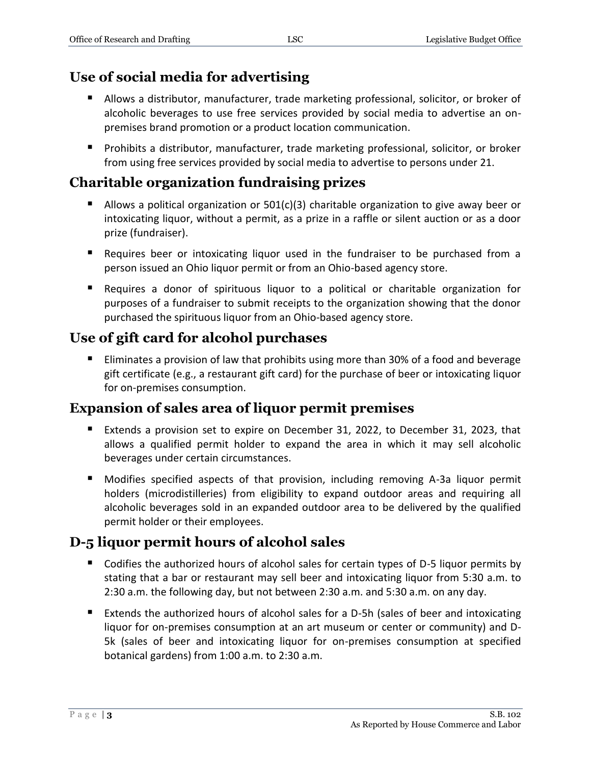## Use of social media for advertising

- Allows a distributor, manufacturer, trade marketing professional, solicitor, or broker of alcoholic beverages to use free services provided by social media to advertise an on-premises brand promotion or a product location communication.
- Prohibits a distributor, manufacturer, trade marketing professional, solicitor, or broker from using free services provided by social media to advertise to persons under 21.

## Charitable organization fundraising prizes

- Allows a political organization or 501(c)(3) charitable organization to give away beer or intoxicating liquor, without a permit, as a prize in a raffle or silent auction or as a door prize (fundraiser).
- Requires beer or intoxicating liquor used in the fundraiser to be purchased from a person issued an Ohio liquor permit or from an Ohio-based agency store.
- Requires a donor of spirituous liquor to a political or charitable organization for purposes of a fundraiser to submit receipts to the organization showing that the donor purchased the spirituous liquor from an Ohio-based agency store.

## Use of gift card for alcohol purchases

- Eliminates a provision of law that prohibits using more than 30% of a food and beverage gift certificate (e.g., a restaurant gift card) for the purchase of beer or intoxicating liquor for on-premises consumption.

## Expansion of sales area of liquor permit premises

- Extends a provision set to expire on December 31, 2022, to December 31, 2023, that allows a qualified permit holder to expand the area in which it may sell alcoholic beverages under certain circumstances.
- Modifies specified aspects of that provision, including removing A-3a liquor permit holders (microdistilleries) from eligibility to expand outdoor areas and requiring all alcoholic beverages sold in an expanded outdoor area to be delivered by the qualified permit holder or their employees.

## D-5 liquor permit hours of alcohol sales

- Codifies the authorized hours of alcohol sales for certain types of D-5 liquor permits by stating that a bar or restaurant may sell beer and intoxicating liquor from 5:30 a.m. to 2:30 a.m. the following day, but not between 2:30 a.m. and 5:30 a.m. on any day.
- Extends the authorized hours of alcohol sales for a D-5h (sales of beer and intoxicating liquor for on-premises consumption at an art museum or center or community) and D-5k (sales of beer and intoxicating liquor for on-premises consumption at specified botanical gardens) from 1:00 a.m. to 2:30 a.m.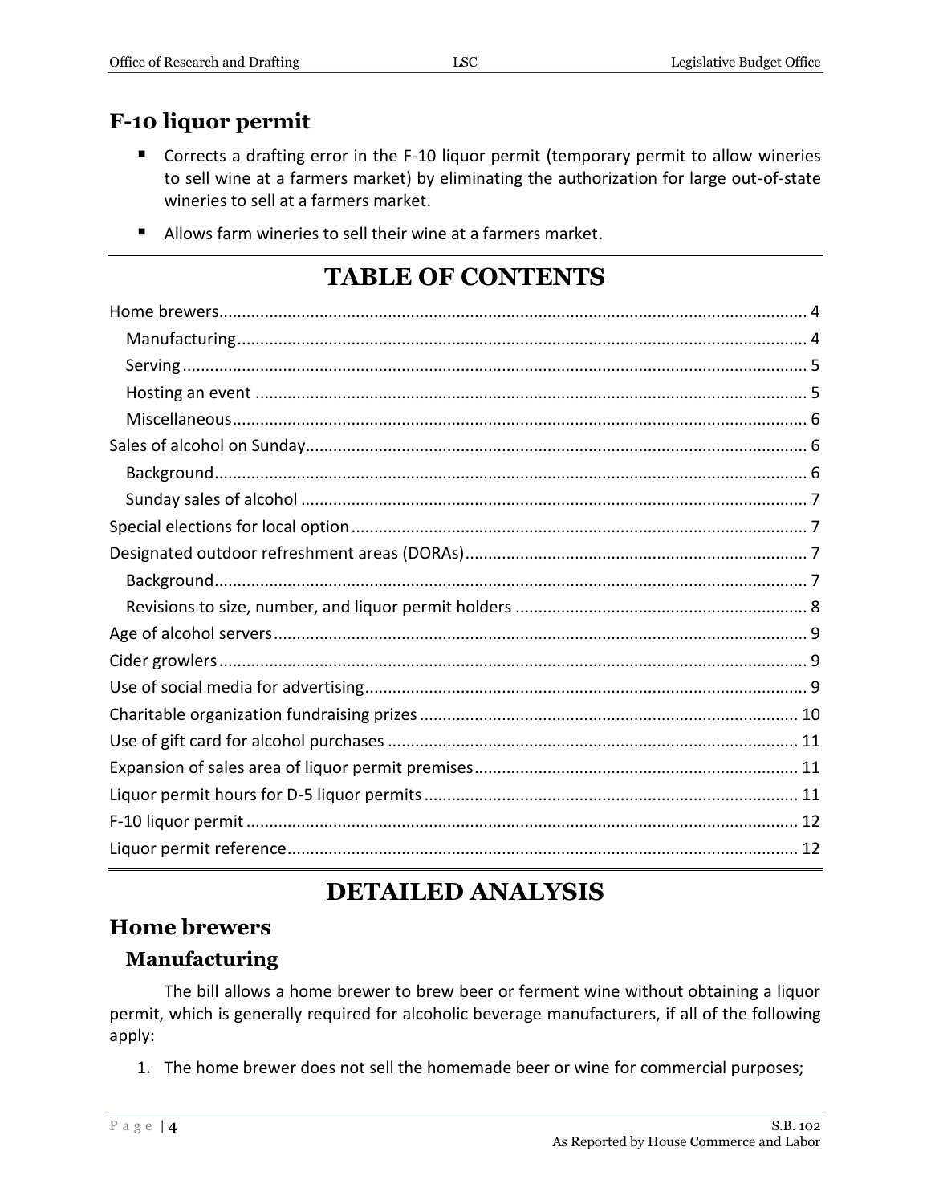## F-10 liquor permit

- Corrects a drafting error in the F-10 liquor permit (temporary permit to allow wineries to sell wine at a farmers market) by eliminating the authorization for large out-of-state wineries to sell at a farmers market.
- Allows farm wineries to sell their wine at a farmers market.

# TABLE OF CONTENTS

Home brewers ..... 4
  Manufacturing ..... 4
  Serving ..... 5
  Hosting an event ..... 5
  Miscellaneous ..... 6
Sales of alcohol on Sunday ..... 6
  Background ..... 6
  Sunday sales of alcohol ..... 7
Special elections for local option ..... 7
Designated outdoor refreshment areas (DORAs) ..... 7
  Background ..... 7
  Revisions to size, number, and liquor permit holders ..... 8
Age of alcohol servers ..... 9
Cider growlers ..... 9
Use of social media for advertising ..... 9
Charitable organization fundraising prizes ..... 10
Use of gift card for alcohol purchases ..... 11
Expansion of sales area of liquor permit premises ..... 11
Liquor permit hours for D-5 liquor permits ..... 11
F-10 liquor permit ..... 12
Liquor permit reference ..... 12

# DETAILED ANALYSIS

## Home brewers

### Manufacturing

The bill allows a home brewer to brew beer or ferment wine without obtaining a liquor permit, which is generally required for alcoholic beverage manufacturers, if all of the following apply:

1. The home brewer does not sell the homemade beer or wine for commercial purposes;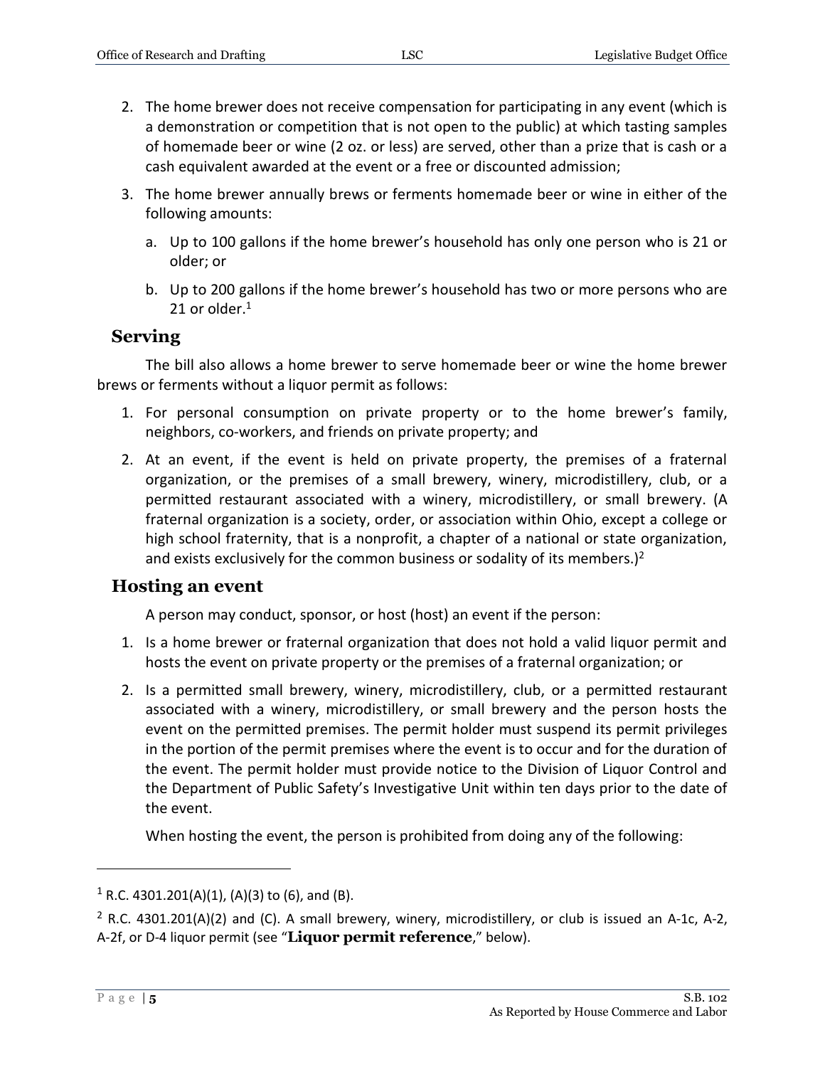2. The home brewer does not receive compensation for participating in any event (which is a demonstration or competition that is not open to the public) at which tasting samples of homemade beer or wine (2 oz. or less) are served, other than a prize that is cash or a cash equivalent awarded at the event or a free or discounted admission;
3. The home brewer annually brews or ferments homemade beer or wine in either of the following amounts:
   a. Up to 100 gallons if the home brewer's household has only one person who is 21 or older; or
   b. Up to 200 gallons if the home brewer's household has two or more persons who are 21 or older.[1]

## Serving

The bill also allows a home brewer to serve homemade beer or wine the home brewer brews or ferments without a liquor permit as follows:

1. For personal consumption on private property or to the home brewer's family, neighbors, co-workers, and friends on private property; and
2. At an event, if the event is held on private property, the premises of a fraternal organization, or the premises of a small brewery, winery, microdistillery, club, or a permitted restaurant associated with a winery, microdistillery, or small brewery. (A fraternal organization is a society, order, or association within Ohio, except a college or high school fraternity, that is a nonprofit, a chapter of a national or state organization, and exists exclusively for the common business or sodality of its members.)[2]

## Hosting an event

A person may conduct, sponsor, or host (host) an event if the person:

1. Is a home brewer or fraternal organization that does not hold a valid liquor permit and hosts the event on private property or the premises of a fraternal organization; or
2. Is a permitted small brewery, winery, microdistillery, club, or a permitted restaurant associated with a winery, microdistillery, or small brewery and the person hosts the event on the permitted premises. The permit holder must suspend its permit privileges in the portion of the permit premises where the event is to occur and for the duration of the event. The permit holder must provide notice to the Division of Liquor Control and the Department of Public Safety's Investigative Unit within ten days prior to the date of the event.

When hosting the event, the person is prohibited from doing any of the following:

---

[1] R.C. 4301.201(A)(1), (A)(3) to (6), and (B).

[2] R.C. 4301.201(A)(2) and (C). A small brewery, winery, microdistillery, or club is issued an A-1c, A-2, A-2f, or D-4 liquor permit (see "**Liquor permit reference**," below).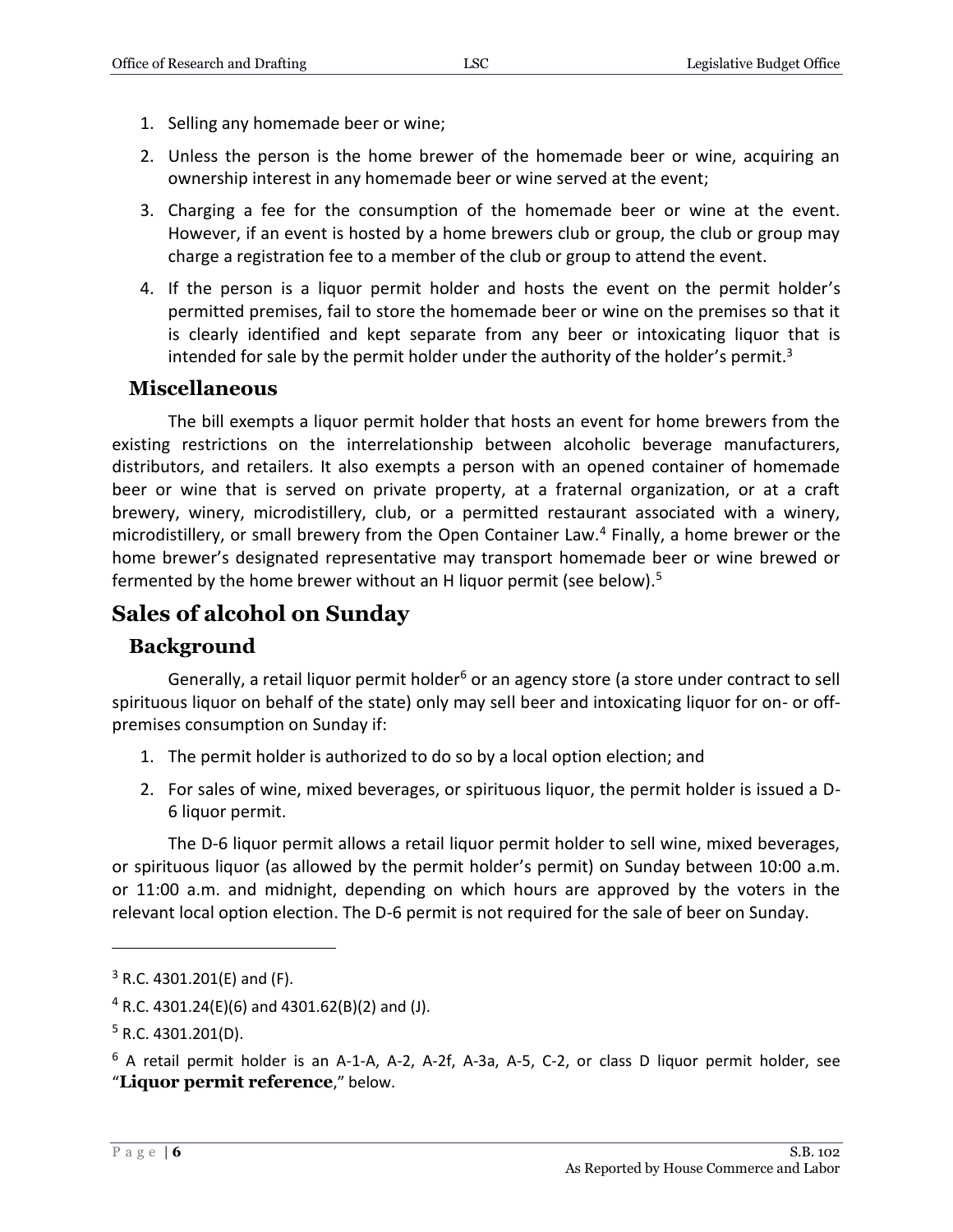1. Selling any homemade beer or wine;
2. Unless the person is the home brewer of the homemade beer or wine, acquiring an ownership interest in any homemade beer or wine served at the event;
3. Charging a fee for the consumption of the homemade beer or wine at the event. However, if an event is hosted by a home brewers club or group, the club or group may charge a registration fee to a member of the club or group to attend the event.
4. If the person is a liquor permit holder and hosts the event on the permit holder's permitted premises, fail to store the homemade beer or wine on the premises so that it is clearly identified and kept separate from any beer or intoxicating liquor that is intended for sale by the permit holder under the authority of the holder's permit.[3]

### Miscellaneous

The bill exempts a liquor permit holder that hosts an event for home brewers from the existing restrictions on the interrelationship between alcoholic beverage manufacturers, distributors, and retailers. It also exempts a person with an opened container of homemade beer or wine that is served on private property, at a fraternal organization, or at a craft brewery, winery, microdistillery, club, or a permitted restaurant associated with a winery, microdistillery, or small brewery from the Open Container Law.[4] Finally, a home brewer or the home brewer's designated representative may transport homemade beer or wine brewed or fermented by the home brewer without an H liquor permit (see below).[5]

## Sales of alcohol on Sunday

### Background

Generally, a retail liquor permit holder[6] or an agency store (a store under contract to sell spirituous liquor on behalf of the state) only may sell beer and intoxicating liquor for on- or off-premises consumption on Sunday if:

1. The permit holder is authorized to do so by a local option election; and
2. For sales of wine, mixed beverages, or spirituous liquor, the permit holder is issued a D-6 liquor permit.

The D-6 liquor permit allows a retail liquor permit holder to sell wine, mixed beverages, or spirituous liquor (as allowed by the permit holder's permit) on Sunday between 10:00 a.m. or 11:00 a.m. and midnight, depending on which hours are approved by the voters in the relevant local option election. The D-6 permit is not required for the sale of beer on Sunday.

---

[3] R.C. 4301.201(E) and (F).

[4] R.C. 4301.24(E)(6) and 4301.62(B)(2) and (J).

[5] R.C. 4301.201(D).

[6] A retail permit holder is an A-1-A, A-2, A-2f, A-3a, A-5, C-2, or class D liquor permit holder, see "**Liquor permit reference**," below.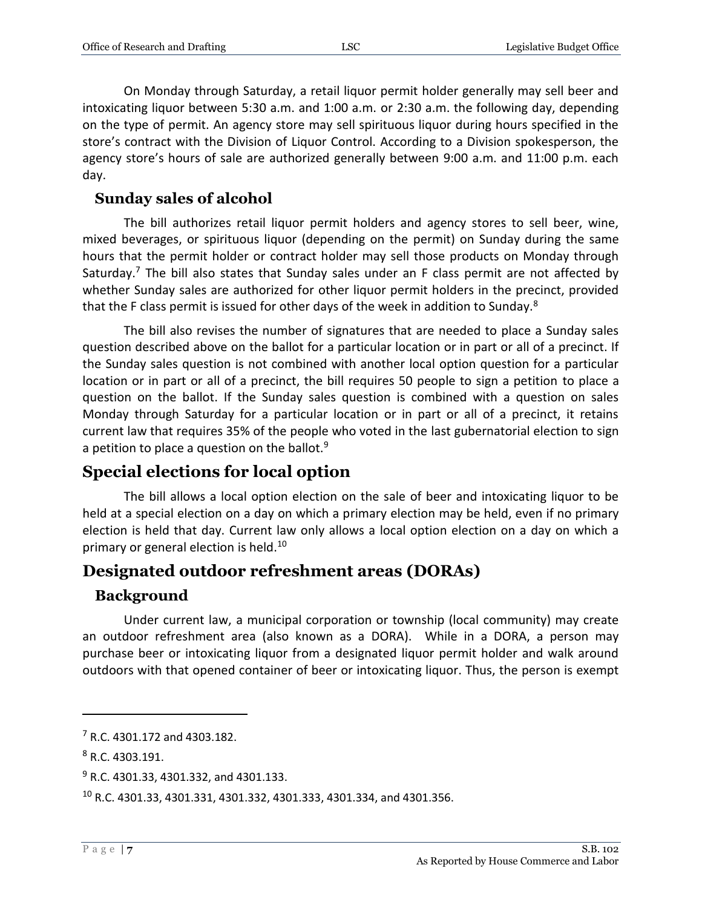On Monday through Saturday, a retail liquor permit holder generally may sell beer and intoxicating liquor between 5:30 a.m. and 1:00 a.m. or 2:30 a.m. the following day, depending on the type of permit. An agency store may sell spirituous liquor during hours specified in the store's contract with the Division of Liquor Control. According to a Division spokesperson, the agency store's hours of sale are authorized generally between 9:00 a.m. and 11:00 p.m. each day.

### Sunday sales of alcohol

The bill authorizes retail liquor permit holders and agency stores to sell beer, wine, mixed beverages, or spirituous liquor (depending on the permit) on Sunday during the same hours that the permit holder or contract holder may sell those products on Monday through Saturday.[7] The bill also states that Sunday sales under an F class permit are not affected by whether Sunday sales are authorized for other liquor permit holders in the precinct, provided that the F class permit is issued for other days of the week in addition to Sunday.[8]

The bill also revises the number of signatures that are needed to place a Sunday sales question described above on the ballot for a particular location or in part or all of a precinct. If the Sunday sales question is not combined with another local option question for a particular location or in part or all of a precinct, the bill requires 50 people to sign a petition to place a question on the ballot. If the Sunday sales question is combined with a question on sales Monday through Saturday for a particular location or in part or all of a precinct, it retains current law that requires 35% of the people who voted in the last gubernatorial election to sign a petition to place a question on the ballot.[9]

## Special elections for local option

The bill allows a local option election on the sale of beer and intoxicating liquor to be held at a special election on a day on which a primary election may be held, even if no primary election is held that day. Current law only allows a local option election on a day on which a primary or general election is held.[10]

## Designated outdoor refreshment areas (DORAs)

### Background

Under current law, a municipal corporation or township (local community) may create an outdoor refreshment area (also known as a DORA). While in a DORA, a person may purchase beer or intoxicating liquor from a designated liquor permit holder and walk around outdoors with that opened container of beer or intoxicating liquor. Thus, the person is exempt

---

[7] R.C. 4301.172 and 4303.182.

[8] R.C. 4303.191.

[9] R.C. 4301.33, 4301.332, and 4301.133.

[10] R.C. 4301.33, 4301.331, 4301.332, 4301.333, 4301.334, and 4301.356.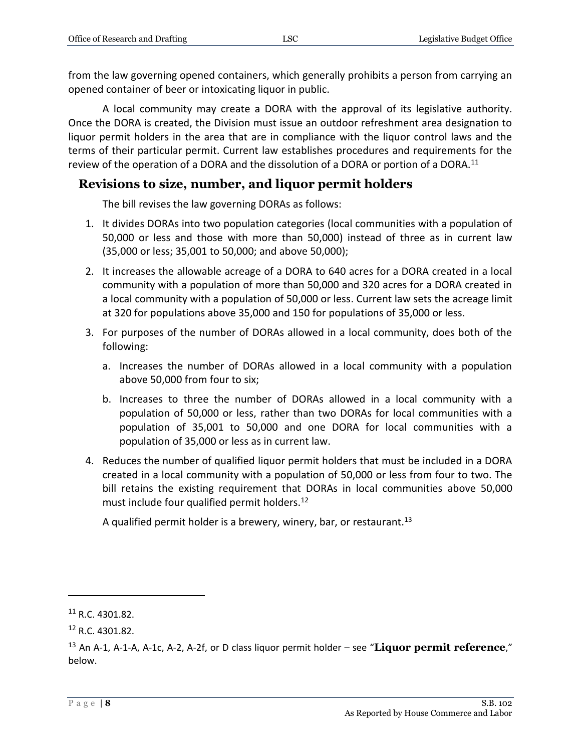from the law governing opened containers, which generally prohibits a person from carrying an opened container of beer or intoxicating liquor in public.

A local community may create a DORA with the approval of its legislative authority. Once the DORA is created, the Division must issue an outdoor refreshment area designation to liquor permit holders in the area that are in compliance with the liquor control laws and the terms of their particular permit. Current law establishes procedures and requirements for the review of the operation of a DORA and the dissolution of a DORA or portion of a DORA.[11]

## Revisions to size, number, and liquor permit holders

The bill revises the law governing DORAs as follows:

1. It divides DORAs into two population categories (local communities with a population of 50,000 or less and those with more than 50,000) instead of three as in current law (35,000 or less; 35,001 to 50,000; and above 50,000);
2. It increases the allowable acreage of a DORA to 640 acres for a DORA created in a local community with a population of more than 50,000 and 320 acres for a DORA created in a local community with a population of 50,000 or less. Current law sets the acreage limit at 320 for populations above 35,000 and 150 for populations of 35,000 or less.
3. For purposes of the number of DORAs allowed in a local community, does both of the following:
   a. Increases the number of DORAs allowed in a local community with a population above 50,000 from four to six;
   b. Increases to three the number of DORAs allowed in a local community with a population of 50,000 or less, rather than two DORAs for local communities with a population of 35,001 to 50,000 and one DORA for local communities with a population of 35,000 or less as in current law.
4. Reduces the number of qualified liquor permit holders that must be included in a DORA created in a local community with a population of 50,000 or less from four to two. The bill retains the existing requirement that DORAs in local communities above 50,000 must include four qualified permit holders.[12]

   A qualified permit holder is a brewery, winery, bar, or restaurant.[13]

---

[11] R.C. 4301.82.

[12] R.C. 4301.82.

[13] An A-1, A-1-A, A-1c, A-2, A-2f, or D class liquor permit holder – see "**Liquor permit reference**," below.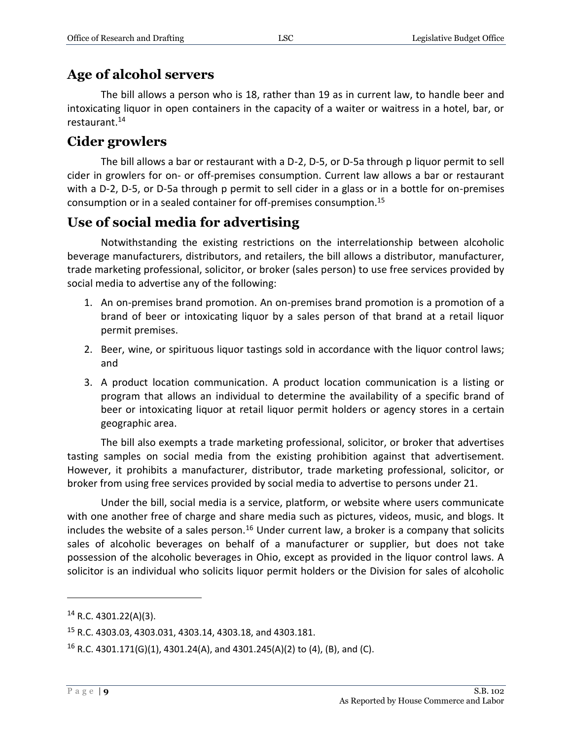## Age of alcohol servers

The bill allows a person who is 18, rather than 19 as in current law, to handle beer and intoxicating liquor in open containers in the capacity of a waiter or waitress in a hotel, bar, or restaurant.[14]

## Cider growlers

The bill allows a bar or restaurant with a D-2, D-5, or D-5a through p liquor permit to sell cider in growlers for on- or off-premises consumption. Current law allows a bar or restaurant with a D-2, D-5, or D-5a through p permit to sell cider in a glass or in a bottle for on-premises consumption or in a sealed container for off-premises consumption.[15]

## Use of social media for advertising

Notwithstanding the existing restrictions on the interrelationship between alcoholic beverage manufacturers, distributors, and retailers, the bill allows a distributor, manufacturer, trade marketing professional, solicitor, or broker (sales person) to use free services provided by social media to advertise any of the following:

1. An on-premises brand promotion. An on-premises brand promotion is a promotion of a brand of beer or intoxicating liquor by a sales person of that brand at a retail liquor permit premises.
2. Beer, wine, or spirituous liquor tastings sold in accordance with the liquor control laws; and
3. A product location communication. A product location communication is a listing or program that allows an individual to determine the availability of a specific brand of beer or intoxicating liquor at retail liquor permit holders or agency stores in a certain geographic area.

The bill also exempts a trade marketing professional, solicitor, or broker that advertises tasting samples on social media from the existing prohibition against that advertisement. However, it prohibits a manufacturer, distributor, trade marketing professional, solicitor, or broker from using free services provided by social media to advertise to persons under 21.

Under the bill, social media is a service, platform, or website where users communicate with one another free of charge and share media such as pictures, videos, music, and blogs. It includes the website of a sales person.[16] Under current law, a broker is a company that solicits sales of alcoholic beverages on behalf of a manufacturer or supplier, but does not take possession of the alcoholic beverages in Ohio, except as provided in the liquor control laws. A solicitor is an individual who solicits liquor permit holders or the Division for sales of alcoholic

---

[14] R.C. 4301.22(A)(3).

[15] R.C. 4303.03, 4303.031, 4303.14, 4303.18, and 4303.181.

[16] R.C. 4301.171(G)(1), 4301.24(A), and 4301.245(A)(2) to (4), (B), and (C).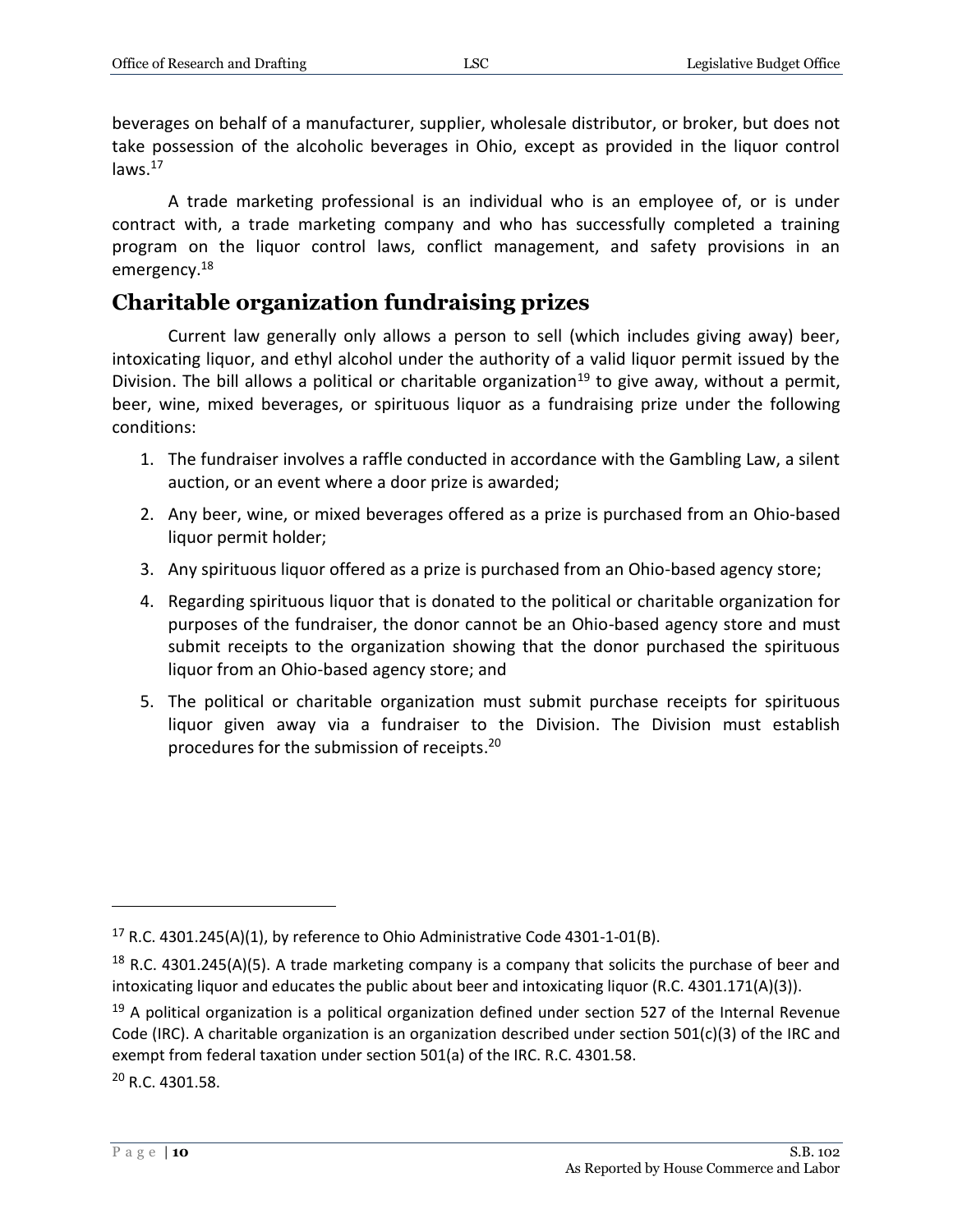beverages on behalf of a manufacturer, supplier, wholesale distributor, or broker, but does not take possession of the alcoholic beverages in Ohio, except as provided in the liquor control laws.[17]

A trade marketing professional is an individual who is an employee of, or is under contract with, a trade marketing company and who has successfully completed a training program on the liquor control laws, conflict management, and safety provisions in an emergency.[18]

## Charitable organization fundraising prizes

Current law generally only allows a person to sell (which includes giving away) beer, intoxicating liquor, and ethyl alcohol under the authority of a valid liquor permit issued by the Division. The bill allows a political or charitable organization[19] to give away, without a permit, beer, wine, mixed beverages, or spirituous liquor as a fundraising prize under the following conditions:

1. The fundraiser involves a raffle conducted in accordance with the Gambling Law, a silent auction, or an event where a door prize is awarded;
2. Any beer, wine, or mixed beverages offered as a prize is purchased from an Ohio-based liquor permit holder;
3. Any spirituous liquor offered as a prize is purchased from an Ohio-based agency store;
4. Regarding spirituous liquor that is donated to the political or charitable organization for purposes of the fundraiser, the donor cannot be an Ohio-based agency store and must submit receipts to the organization showing that the donor purchased the spirituous liquor from an Ohio-based agency store; and
5. The political or charitable organization must submit purchase receipts for spirituous liquor given away via a fundraiser to the Division. The Division must establish procedures for the submission of receipts.[20]

---

[17] R.C. 4301.245(A)(1), by reference to Ohio Administrative Code 4301-1-01(B).

[18] R.C. 4301.245(A)(5). A trade marketing company is a company that solicits the purchase of beer and intoxicating liquor and educates the public about beer and intoxicating liquor (R.C. 4301.171(A)(3)).

[19] A political organization is a political organization defined under section 527 of the Internal Revenue Code (IRC). A charitable organization is an organization described under section 501(c)(3) of the IRC and exempt from federal taxation under section 501(a) of the IRC. R.C. 4301.58.

[20] R.C. 4301.58.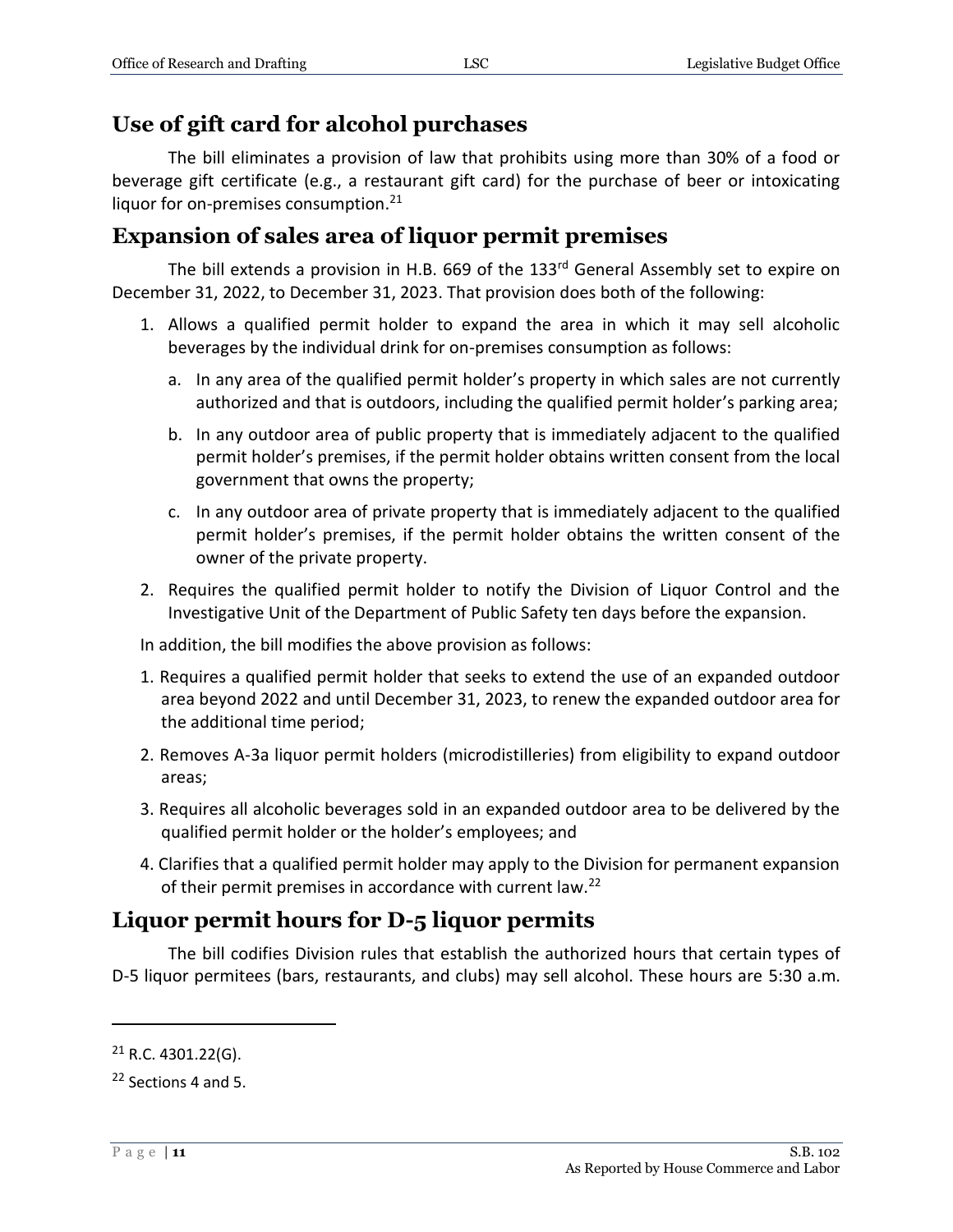## Use of gift card for alcohol purchases

The bill eliminates a provision of law that prohibits using more than 30% of a food or beverage gift certificate (e.g., a restaurant gift card) for the purchase of beer or intoxicating liquor for on-premises consumption.[21]

## Expansion of sales area of liquor permit premises

The bill extends a provision in H.B. 669 of the 133rd General Assembly set to expire on December 31, 2022, to December 31, 2023. That provision does both of the following:

1. Allows a qualified permit holder to expand the area in which it may sell alcoholic beverages by the individual drink for on-premises consumption as follows:
   a. In any area of the qualified permit holder's property in which sales are not currently authorized and that is outdoors, including the qualified permit holder's parking area;
   b. In any outdoor area of public property that is immediately adjacent to the qualified permit holder's premises, if the permit holder obtains written consent from the local government that owns the property;
   c. In any outdoor area of private property that is immediately adjacent to the qualified permit holder's premises, if the permit holder obtains the written consent of the owner of the private property.
2. Requires the qualified permit holder to notify the Division of Liquor Control and the Investigative Unit of the Department of Public Safety ten days before the expansion.

In addition, the bill modifies the above provision as follows:

1. Requires a qualified permit holder that seeks to extend the use of an expanded outdoor area beyond 2022 and until December 31, 2023, to renew the expanded outdoor area for the additional time period;
2. Removes A-3a liquor permit holders (microdistilleries) from eligibility to expand outdoor areas;
3. Requires all alcoholic beverages sold in an expanded outdoor area to be delivered by the qualified permit holder or the holder's employees; and
4. Clarifies that a qualified permit holder may apply to the Division for permanent expansion of their permit premises in accordance with current law.[22]

## Liquor permit hours for D-5 liquor permits

The bill codifies Division rules that establish the authorized hours that certain types of D-5 liquor permitees (bars, restaurants, and clubs) may sell alcohol. These hours are 5:30 a.m.

---

[21] R.C. 4301.22(G).

[22] Sections 4 and 5.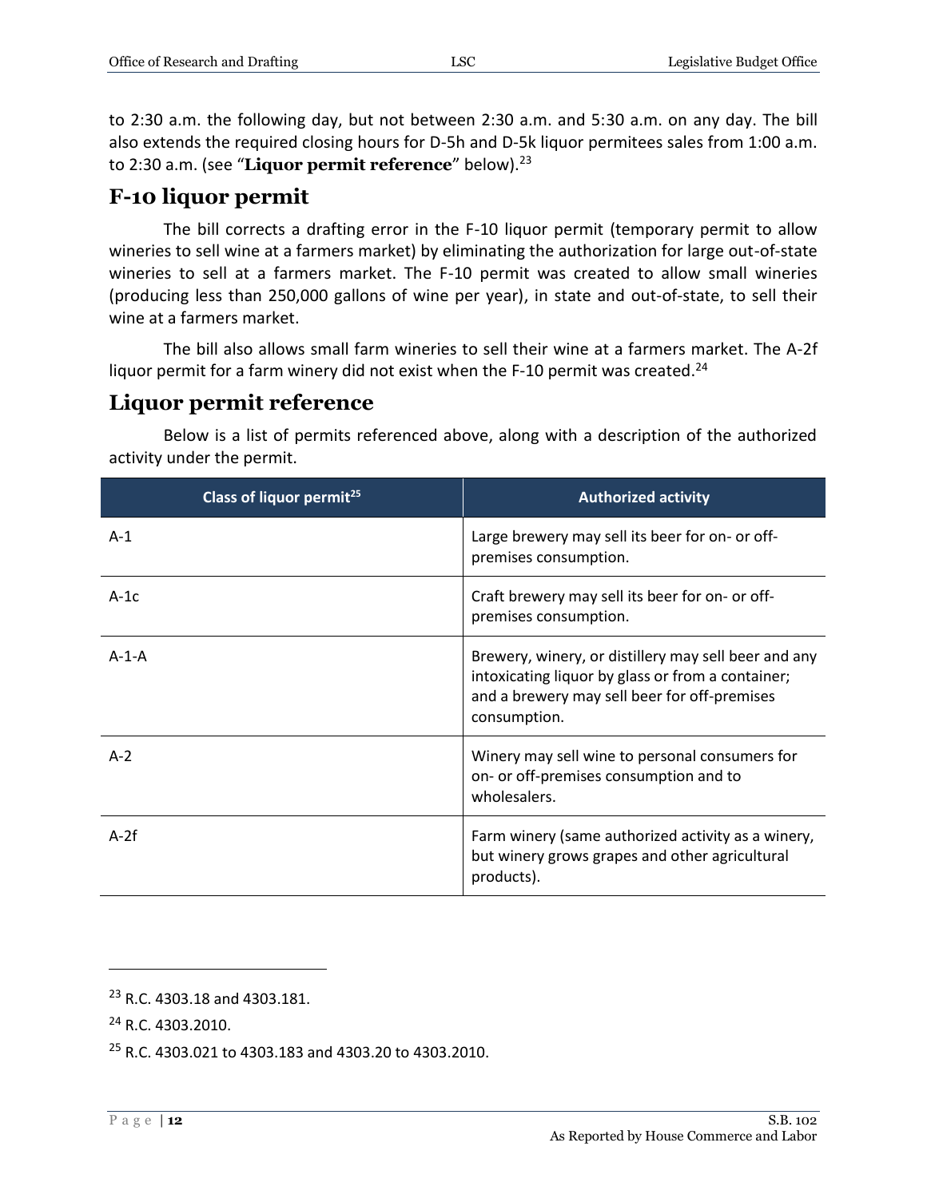to 2:30 a.m. the following day, but not between 2:30 a.m. and 5:30 a.m. on any day. The bill also extends the required closing hours for D-5h and D-5k liquor permitees sales from 1:00 a.m. to 2:30 a.m. (see "**Liquor permit reference**" below).[23]

## F-10 liquor permit

The bill corrects a drafting error in the F-10 liquor permit (temporary permit to allow wineries to sell wine at a farmers market) by eliminating the authorization for large out-of-state wineries to sell at a farmers market. The F-10 permit was created to allow small wineries (producing less than 250,000 gallons of wine per year), in state and out-of-state, to sell their wine at a farmers market.

The bill also allows small farm wineries to sell their wine at a farmers market. The A-2f liquor permit for a farm winery did not exist when the F-10 permit was created.[24]

## Liquor permit reference

Below is a list of permits referenced above, along with a description of the authorized activity under the permit.

| Class of liquor permit[25] | Authorized activity |
|---|---|
| A-1 | Large brewery may sell its beer for on- or off-premises consumption. |
| A-1c | Craft brewery may sell its beer for on- or off-premises consumption. |
| A-1-A | Brewery, winery, or distillery may sell beer and any intoxicating liquor by glass or from a container; and a brewery may sell beer for off-premises consumption. |
| A-2 | Winery may sell wine to personal consumers for on- or off-premises consumption and to wholesalers. |
| A-2f | Farm winery (same authorized activity as a winery, but winery grows grapes and other agricultural products). |

[23] R.C. 4303.18 and 4303.181.

[24] R.C. 4303.2010.

[25] R.C. 4303.021 to 4303.183 and 4303.20 to 4303.2010.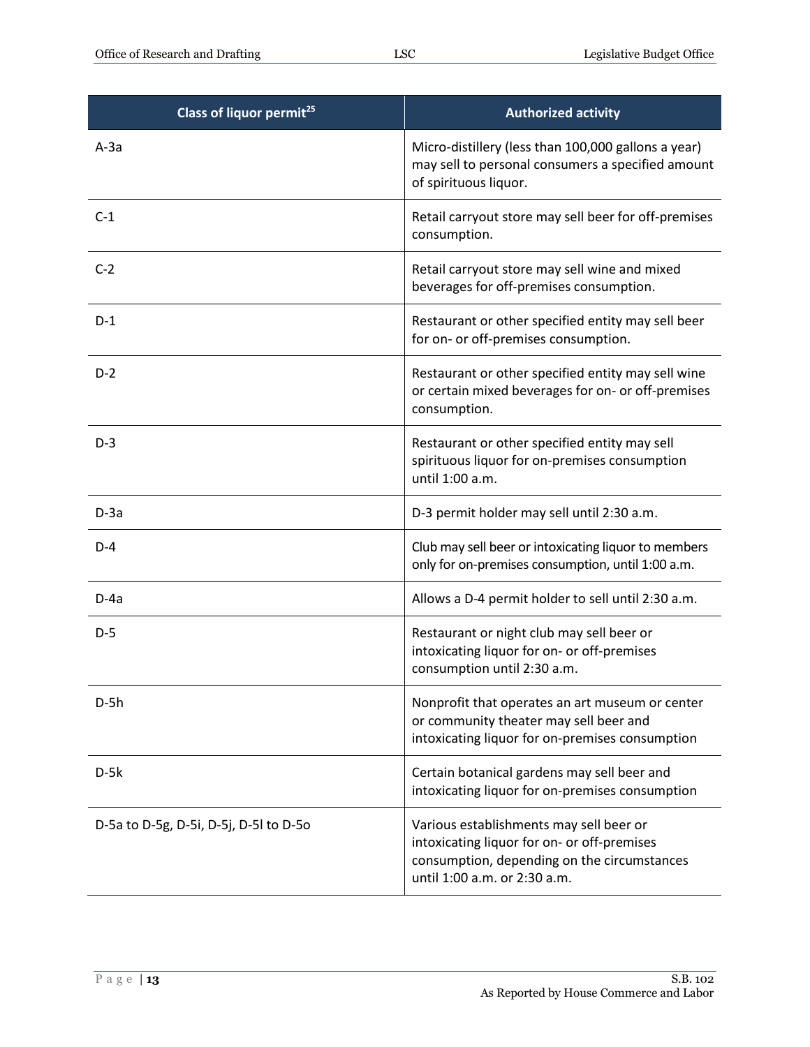| Class of liquor permit[25] | Authorized activity |
|---|---|
| A-3a | Micro-distillery (less than 100,000 gallons a year) may sell to personal consumers a specified amount of spirituous liquor. |
| C-1 | Retail carryout store may sell beer for off-premises consumption. |
| C-2 | Retail carryout store may sell wine and mixed beverages for off-premises consumption. |
| D-1 | Restaurant or other specified entity may sell beer for on- or off-premises consumption. |
| D-2 | Restaurant or other specified entity may sell wine or certain mixed beverages for on- or off-premises consumption. |
| D-3 | Restaurant or other specified entity may sell spirituous liquor for on-premises consumption until 1:00 a.m. |
| D-3a | D-3 permit holder may sell until 2:30 a.m. |
| D-4 | Club may sell beer or intoxicating liquor to members only for on-premises consumption, until 1:00 a.m. |
| D-4a | Allows a D-4 permit holder to sell until 2:30 a.m. |
| D-5 | Restaurant or night club may sell beer or intoxicating liquor for on- or off-premises consumption until 2:30 a.m. |
| D-5h | Nonprofit that operates an art museum or center or community theater may sell beer and intoxicating liquor for on-premises consumption |
| D-5k | Certain botanical gardens may sell beer and intoxicating liquor for on-premises consumption |
| D-5a to D-5g, D-5i, D-5j, D-5l to D-5o | Various establishments may sell beer or intoxicating liquor for on- or off-premises consumption, depending on the circumstances until 1:00 a.m. or 2:30 a.m. |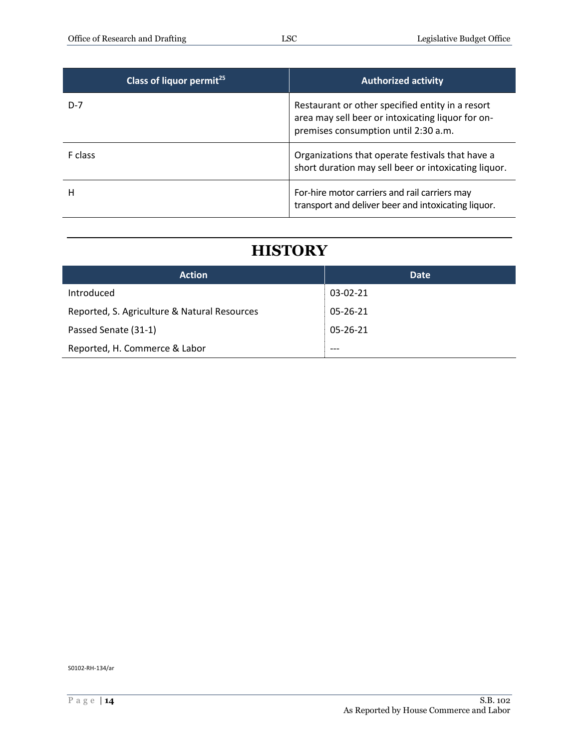| Class of liquor permit[25] | Authorized activity |
|---|---|
| D-7 | Restaurant or other specified entity in a resort area may sell beer or intoxicating liquor for on-premises consumption until 2:30 a.m. |
| F class | Organizations that operate festivals that have a short duration may sell beer or intoxicating liquor. |
| H | For-hire motor carriers and rail carriers may transport and deliver beer and intoxicating liquor. |

# HISTORY

| Action | Date |
|---|---|
| Introduced | 03-02-21 |
| Reported, S. Agriculture & Natural Resources | 05-26-21 |
| Passed Senate (31-1) | 05-26-21 |
| Reported, H. Commerce & Labor | --- |

S0102-RH-134/ar